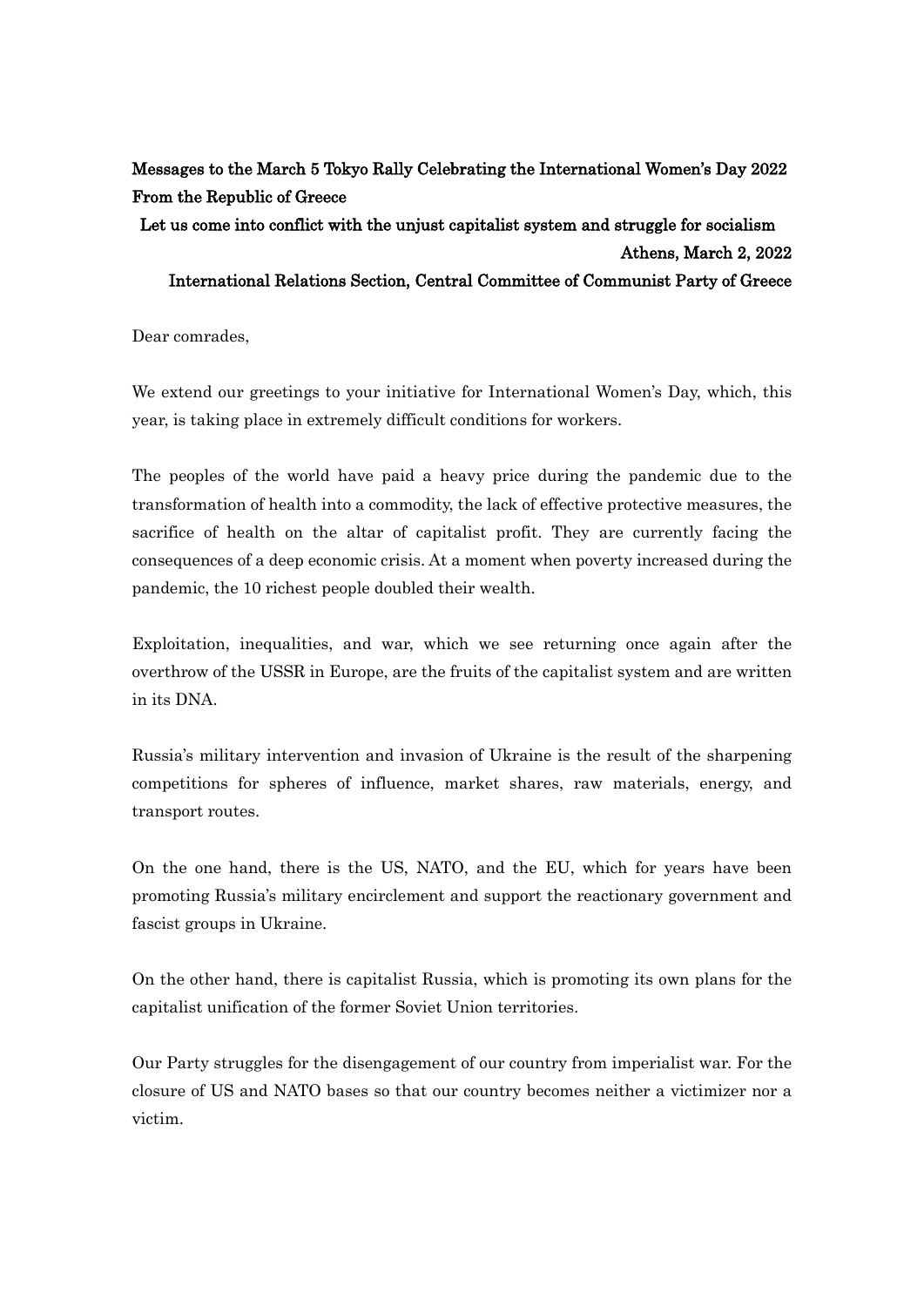**Messages to the March 5 Tokyo Rally Celebrating the International Women's Day 2022**
**From the Republic of Greece**

**Let us come into conflict with the unjust capitalist system and struggle for socialism**

**Athens, March 2, 2022**

**International Relations Section, Central Committee of Communist Party of Greece**

Dear comrades,

We extend our greetings to your initiative for International Women's Day, which, this year, is taking place in extremely difficult conditions for workers.

The peoples of the world have paid a heavy price during the pandemic due to the transformation of health into a commodity, the lack of effective protective measures, the sacrifice of health on the altar of capitalist profit. They are currently facing the consequences of a deep economic crisis. At a moment when poverty increased during the pandemic, the 10 richest people doubled their wealth.

Exploitation, inequalities, and war, which we see returning once again after the overthrow of the USSR in Europe, are the fruits of the capitalist system and are written in its DNA.

Russia's military intervention and invasion of Ukraine is the result of the sharpening competitions for spheres of influence, market shares, raw materials, energy, and transport routes.

On the one hand, there is the US, NATO, and the EU, which for years have been promoting Russia's military encirclement and support the reactionary government and fascist groups in Ukraine.

On the other hand, there is capitalist Russia, which is promoting its own plans for the capitalist unification of the former Soviet Union territories.

Our Party struggles for the disengagement of our country from imperialist war. For the closure of US and NATO bases so that our country becomes neither a victimizer nor a victim.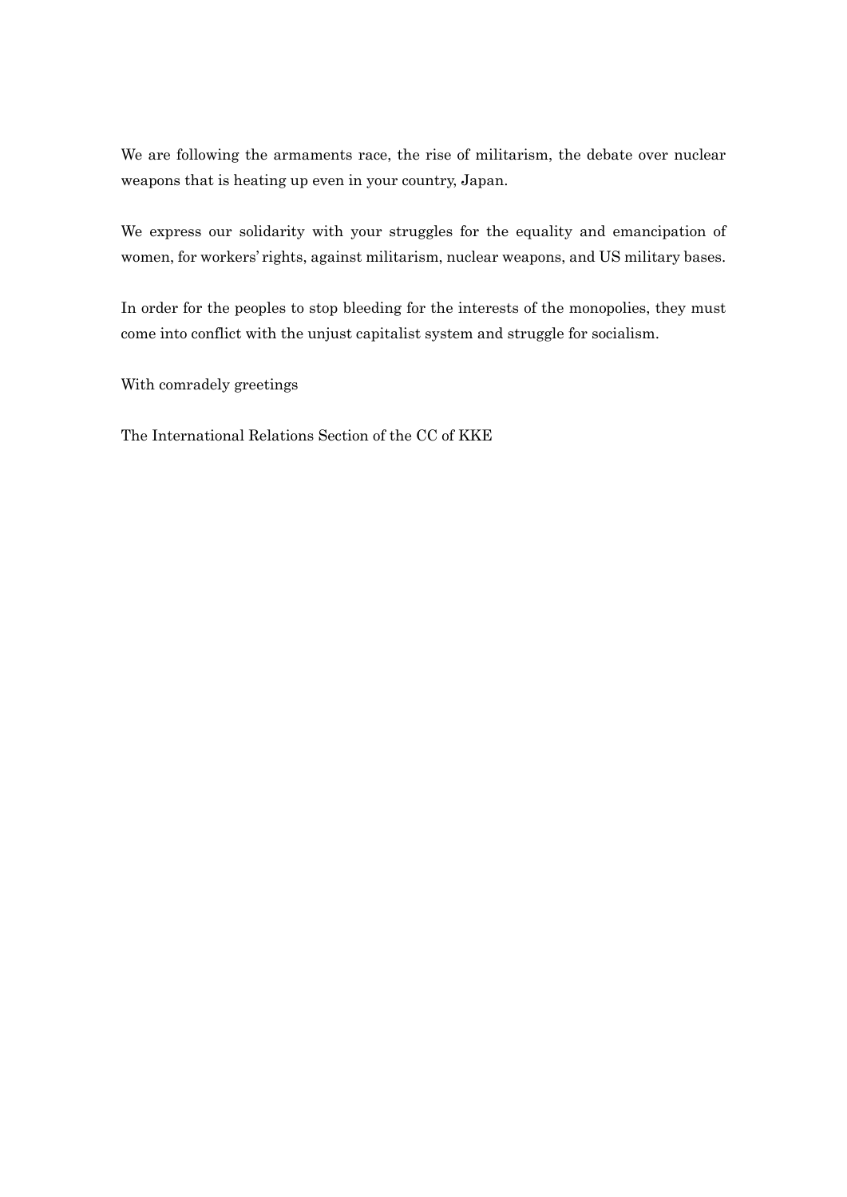We are following the armaments race, the rise of militarism, the debate over nuclear weapons that is heating up even in your country, Japan.

We express our solidarity with your struggles for the equality and emancipation of women, for workers' rights, against militarism, nuclear weapons, and US military bases.

In order for the peoples to stop bleeding for the interests of the monopolies, they must come into conflict with the unjust capitalist system and struggle for socialism.

With comradely greetings

The International Relations Section of the CC of KKE